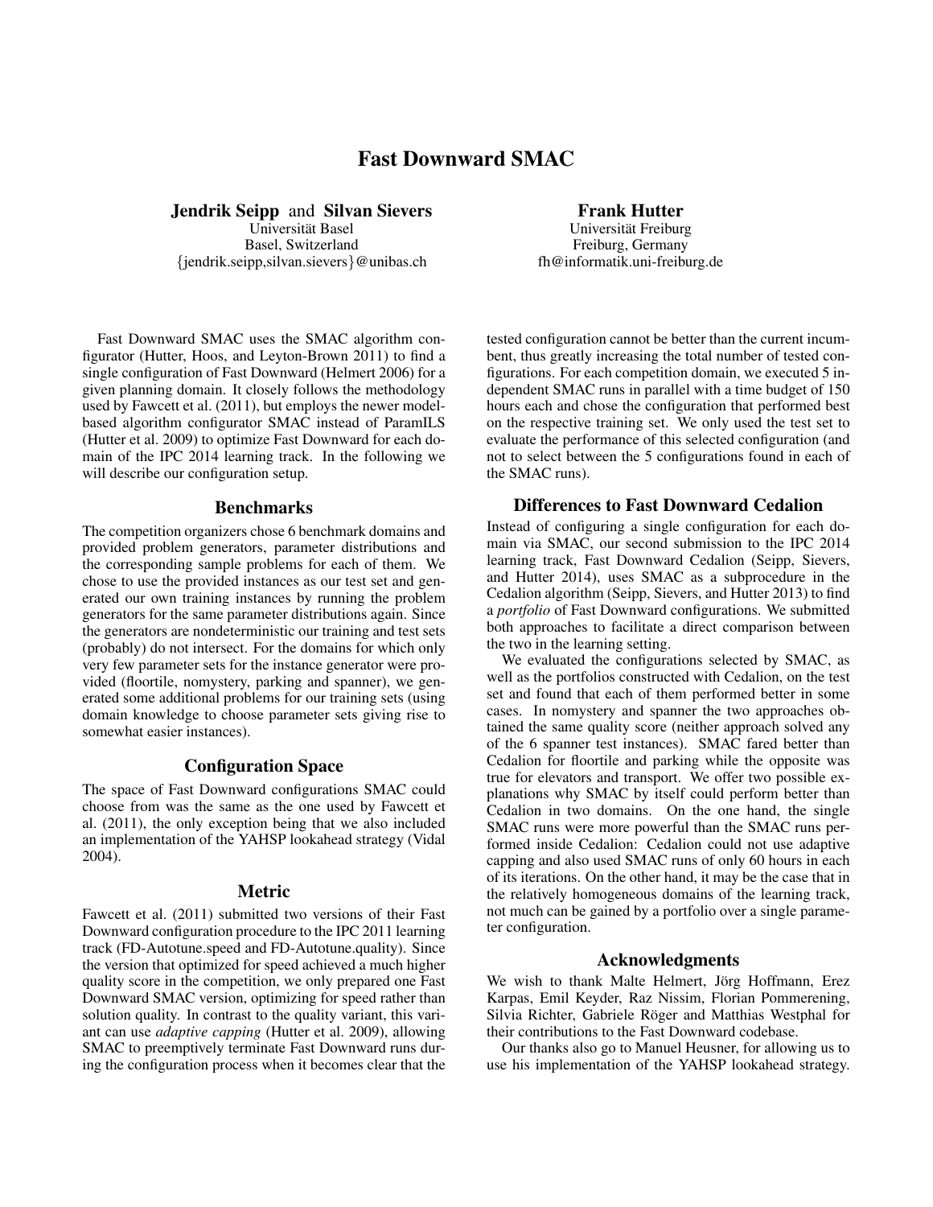# Fast Downward SMAC

**Jendrik Seipp** and **Silvan Sievers**
Universität Basel
Basel, Switzerland
{jendrik.seipp,silvan.sievers}@unibas.ch

**Frank Hutter**
Universität Freiburg
Freiburg, Germany
fh@informatik.uni-freiburg.de

Fast Downward SMAC uses the SMAC algorithm configurator (Hutter, Hoos, and Leyton-Brown 2011) to find a single configuration of Fast Downward (Helmert 2006) for a given planning domain. It closely follows the methodology used by Fawcett et al. (2011), but employs the newer model-based algorithm configurator SMAC instead of ParamILS (Hutter et al. 2009) to optimize Fast Downward for each domain of the IPC 2014 learning track. In the following we will describe our configuration setup.

## Benchmarks

The competition organizers chose 6 benchmark domains and provided problem generators, parameter distributions and the corresponding sample problems for each of them. We chose to use the provided instances as our test set and generated our own training instances by running the problem generators for the same parameter distributions again. Since the generators are nondeterministic our training and test sets (probably) do not intersect. For the domains for which only very few parameter sets for the instance generator were provided (floortile, nomystery, parking and spanner), we generated some additional problems for our training sets (using domain knowledge to choose parameter sets giving rise to somewhat easier instances).

## Configuration Space

The space of Fast Downward configurations SMAC could choose from was the same as the one used by Fawcett et al. (2011), the only exception being that we also included an implementation of the YAHSP lookahead strategy (Vidal 2004).

## Metric

Fawcett et al. (2011) submitted two versions of their Fast Downward configuration procedure to the IPC 2011 learning track (FD-Autotune.speed and FD-Autotune.quality). Since the version that optimized for speed achieved a much higher quality score in the competition, we only prepared one Fast Downward SMAC version, optimizing for speed rather than solution quality. In contrast to the quality variant, this variant can use *adaptive capping* (Hutter et al. 2009), allowing SMAC to preemptively terminate Fast Downward runs during the configuration process when it becomes clear that the tested configuration cannot be better than the current incumbent, thus greatly increasing the total number of tested configurations. For each competition domain, we executed 5 independent SMAC runs in parallel with a time budget of 150 hours each and chose the configuration that performed best on the respective training set. We only used the test set to evaluate the performance of this selected configuration (and not to select between the 5 configurations found in each of the SMAC runs).

## Differences to Fast Downward Cedalion

Instead of configuring a single configuration for each domain via SMAC, our second submission to the IPC 2014 learning track, Fast Downward Cedalion (Seipp, Sievers, and Hutter 2014), uses SMAC as a subprocedure in the Cedalion algorithm (Seipp, Sievers, and Hutter 2013) to find a *portfolio* of Fast Downward configurations. We submitted both approaches to facilitate a direct comparison between the two in the learning setting.

We evaluated the configurations selected by SMAC, as well as the portfolios constructed with Cedalion, on the test set and found that each of them performed better in some cases. In nomystery and spanner the two approaches obtained the same quality score (neither approach solved any of the 6 spanner test instances). SMAC fared better than Cedalion for floortile and parking while the opposite was true for elevators and transport. We offer two possible explanations why SMAC by itself could perform better than Cedalion in two domains. On the one hand, the single SMAC runs were more powerful than the SMAC runs performed inside Cedalion: Cedalion could not use adaptive capping and also used SMAC runs of only 60 hours in each of its iterations. On the other hand, it may be the case that in the relatively homogeneous domains of the learning track, not much can be gained by a portfolio over a single parameter configuration.

## Acknowledgments

We wish to thank Malte Helmert, Jörg Hoffmann, Erez Karpas, Emil Keyder, Raz Nissim, Florian Pommerening, Silvia Richter, Gabriele Röger and Matthias Westphal for their contributions to the Fast Downward codebase.

Our thanks also go to Manuel Heusner, for allowing us to use his implementation of the YAHSP lookahead strategy.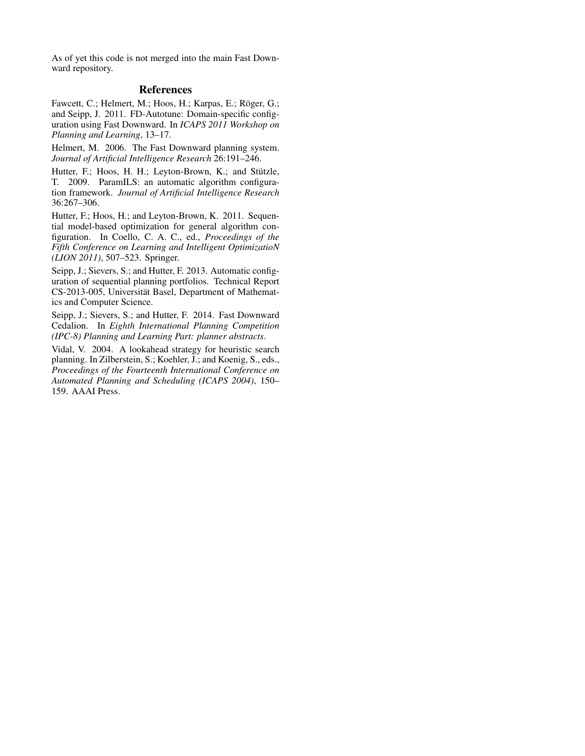As of yet this code is not merged into the main Fast Downward repository.

## References

Fawcett, C.; Helmert, M.; Hoos, H.; Karpas, E.; Röger, G.; and Seipp, J. 2011. FD-Autotune: Domain-specific configuration using Fast Downward. In *ICAPS 2011 Workshop on Planning and Learning*, 13–17.

Helmert, M. 2006. The Fast Downward planning system. *Journal of Artificial Intelligence Research* 26:191–246.

Hutter, F.; Hoos, H. H.; Leyton-Brown, K.; and Stützle, T. 2009. ParamILS: an automatic algorithm configuration framework. *Journal of Artificial Intelligence Research* 36:267–306.

Hutter, F.; Hoos, H.; and Leyton-Brown, K. 2011. Sequential model-based optimization for general algorithm configuration. In Coello, C. A. C., ed., *Proceedings of the Fifth Conference on Learning and Intelligent OptimizatioN (LION 2011)*, 507–523. Springer.

Seipp, J.; Sievers, S.; and Hutter, F. 2013. Automatic configuration of sequential planning portfolios. Technical Report CS-2013-005, Universität Basel, Department of Mathematics and Computer Science.

Seipp, J.; Sievers, S.; and Hutter, F. 2014. Fast Downward Cedalion. In *Eighth International Planning Competition (IPC-8) Planning and Learning Part: planner abstracts*.

Vidal, V. 2004. A lookahead strategy for heuristic search planning. In Zilberstein, S.; Koehler, J.; and Koenig, S., eds., *Proceedings of the Fourteenth International Conference on Automated Planning and Scheduling (ICAPS 2004)*, 150–159. AAAI Press.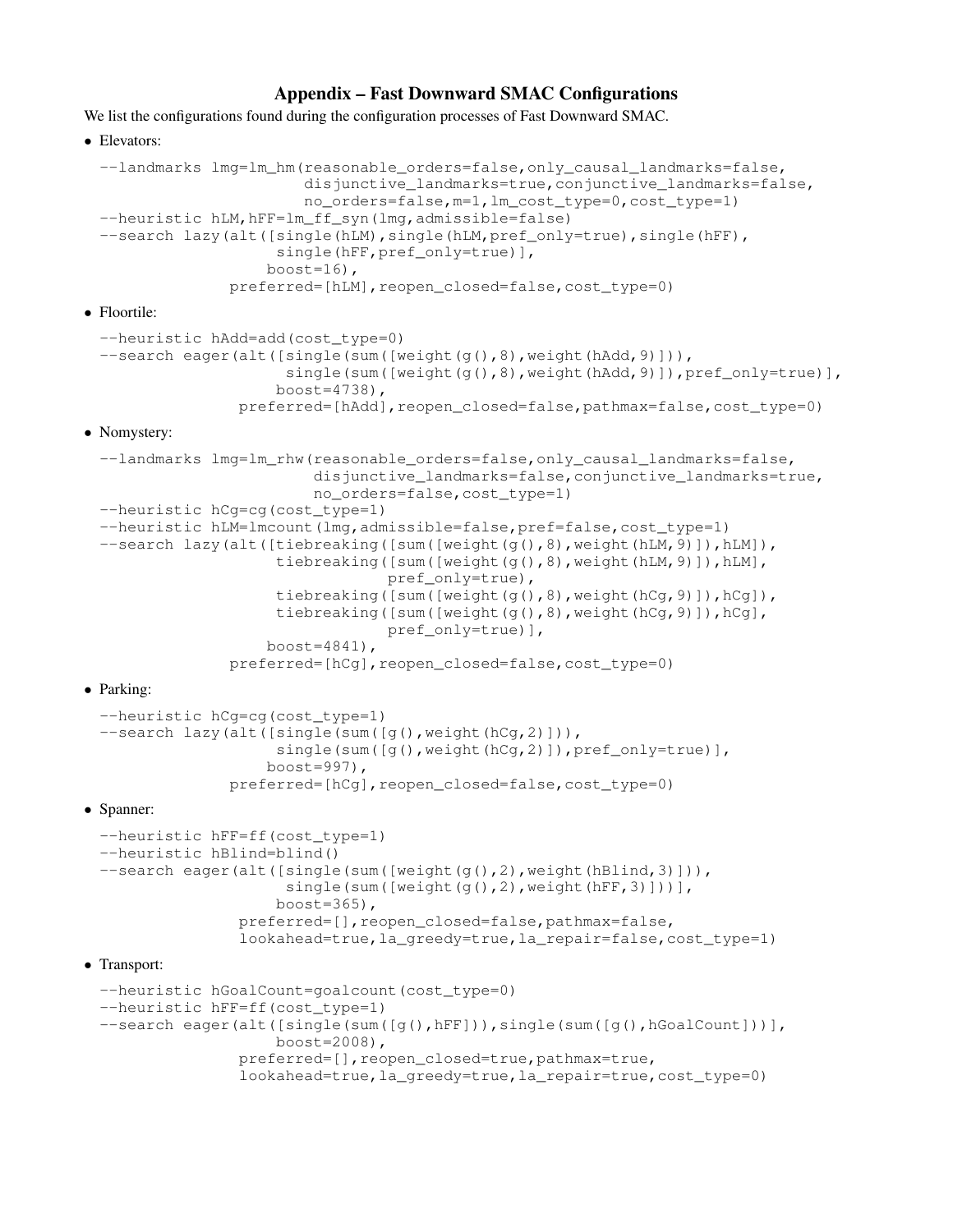# Appendix – Fast Downward SMAC Configurations

We list the configurations found during the configuration processes of Fast Downward SMAC.

- Elevators:

```
--landmarks lmg=lm_hm(reasonable_orders=false,only_causal_landmarks=false,
                      disjunctive_landmarks=true,conjunctive_landmarks=false,
                      no_orders=false,m=1,lm_cost_type=0,cost_type=1)
--heuristic hLM,hFF=lm_ff_syn(lmg,admissible=false)
--search lazy(alt([single(hLM),single(hLM,pref_only=true),single(hFF),
                   single(hFF,pref_only=true)],
                  boost=16),
              preferred=[hLM],reopen_closed=false,cost_type=0)
```

- Floortile:

```
--heuristic hAdd=add(cost_type=0)
--search eager(alt([single(sum([weight(g(),8),weight(hAdd,9)])),
                    single(sum([weight(g(),8),weight(hAdd,9)]),pref_only=true)],
                   boost=4738),
               preferred=[hAdd],reopen_closed=false,pathmax=false,cost_type=0)
```

- Nomystery:

```
--landmarks lmg=lm_rhw(reasonable_orders=false,only_causal_landmarks=false,
                       disjunctive_landmarks=false,conjunctive_landmarks=true,
                       no_orders=false,cost_type=1)
--heuristic hCg=cg(cost_type=1)
--heuristic hLM=lmcount(lmg,admissible=false,pref=false,cost_type=1)
--search lazy(alt([tiebreaking([sum([weight(g(),8),weight(hLM,9)]),hLM]),
                   tiebreaking([sum([weight(g(),8),weight(hLM,9)]),hLM],
                               pref_only=true),
                   tiebreaking([sum([weight(g(),8),weight(hCg,9)]),hCg]),
                   tiebreaking([sum([weight(g(),8),weight(hCg,9)]),hCg],
                               pref_only=true)],
                  boost=4841),
              preferred=[hCg],reopen_closed=false,cost_type=0)
```

- Parking:

```
--heuristic hCg=cg(cost_type=1)
--search lazy(alt([single(sum([g(),weight(hCg,2)])),
                   single(sum([g(),weight(hCg,2)]),pref_only=true)],
                  boost=997),
              preferred=[hCg],reopen_closed=false,cost_type=0)
```

- Spanner:

```
--heuristic hFF=ff(cost_type=1)
--heuristic hBlind=blind()
--search eager(alt([single(sum([weight(g(),2),weight(hBlind,3)])),
                    single(sum([weight(g(),2),weight(hFF,3)]))],
                   boost=365),
               preferred=[],reopen_closed=false,pathmax=false,
               lookahead=true,la_greedy=true,la_repair=false,cost_type=1)
```

- Transport:

```
--heuristic hGoalCount=goalcount(cost_type=0)
--heuristic hFF=ff(cost_type=1)
--search eager(alt([single(sum([g(),hFF])),single(sum([g(),hGoalCount]))],
                   boost=2008),
               preferred=[],reopen_closed=true,pathmax=true,
               lookahead=true,la_greedy=true,la_repair=true,cost_type=0)
```